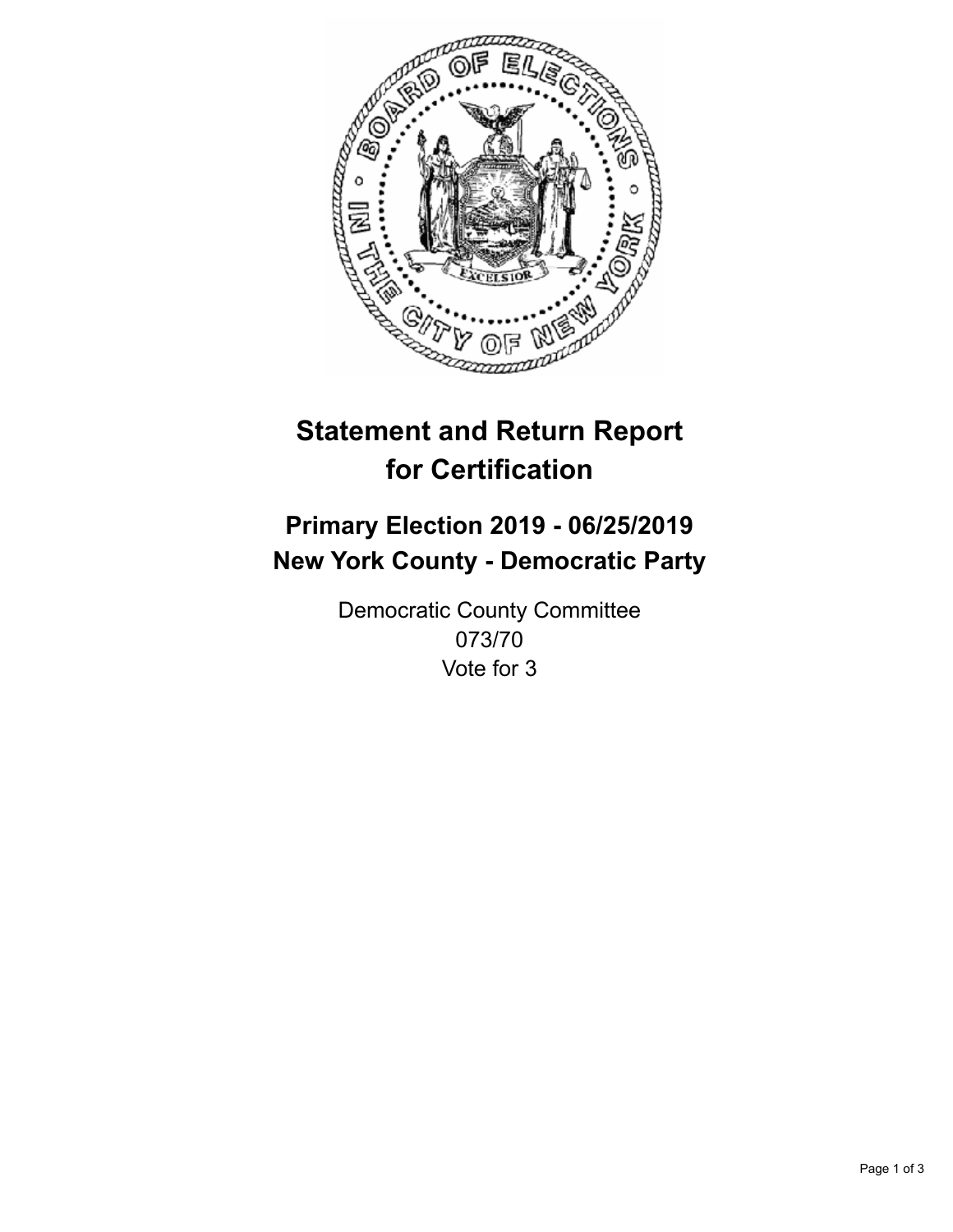# Statement and Return Report for Certification

## Primary Election 2019 - 06/25/2019
## New York County - Democratic Party

Democratic County Committee
073/70
Vote for 3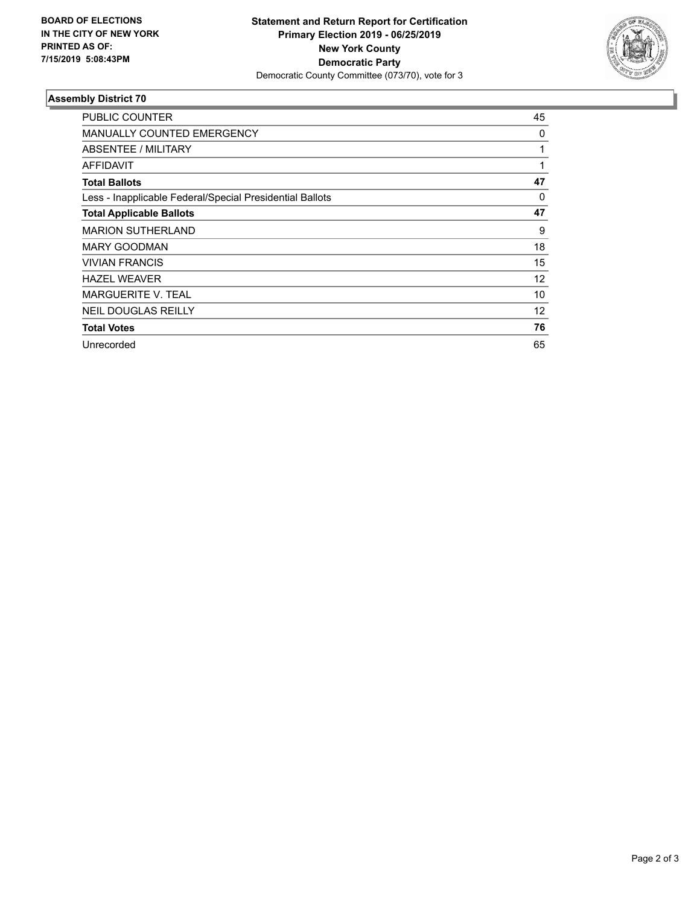**BOARD OF ELECTIONS IN THE CITY OF NEW YORK PRINTED AS OF: 7/15/2019 5:08:43PM**

**Statement and Return Report for Certification**
**Primary Election 2019 - 06/25/2019**
**New York County**
**Democratic Party**
Democratic County Committee (073/70), vote for 3

### Assembly District 70

| | |
|---|---|
| PUBLIC COUNTER | 45 |
| MANUALLY COUNTED EMERGENCY | 0 |
| ABSENTEE / MILITARY | 1 |
| AFFIDAVIT | 1 |
| **Total Ballots** | **47** |
| Less - Inapplicable Federal/Special Presidential Ballots | 0 |
| **Total Applicable Ballots** | **47** |
| MARION SUTHERLAND | 9 |
| MARY GOODMAN | 18 |
| VIVIAN FRANCIS | 15 |
| HAZEL WEAVER | 12 |
| MARGUERITE V. TEAL | 10 |
| NEIL DOUGLAS REILLY | 12 |
| **Total Votes** | **76** |
| Unrecorded | 65 |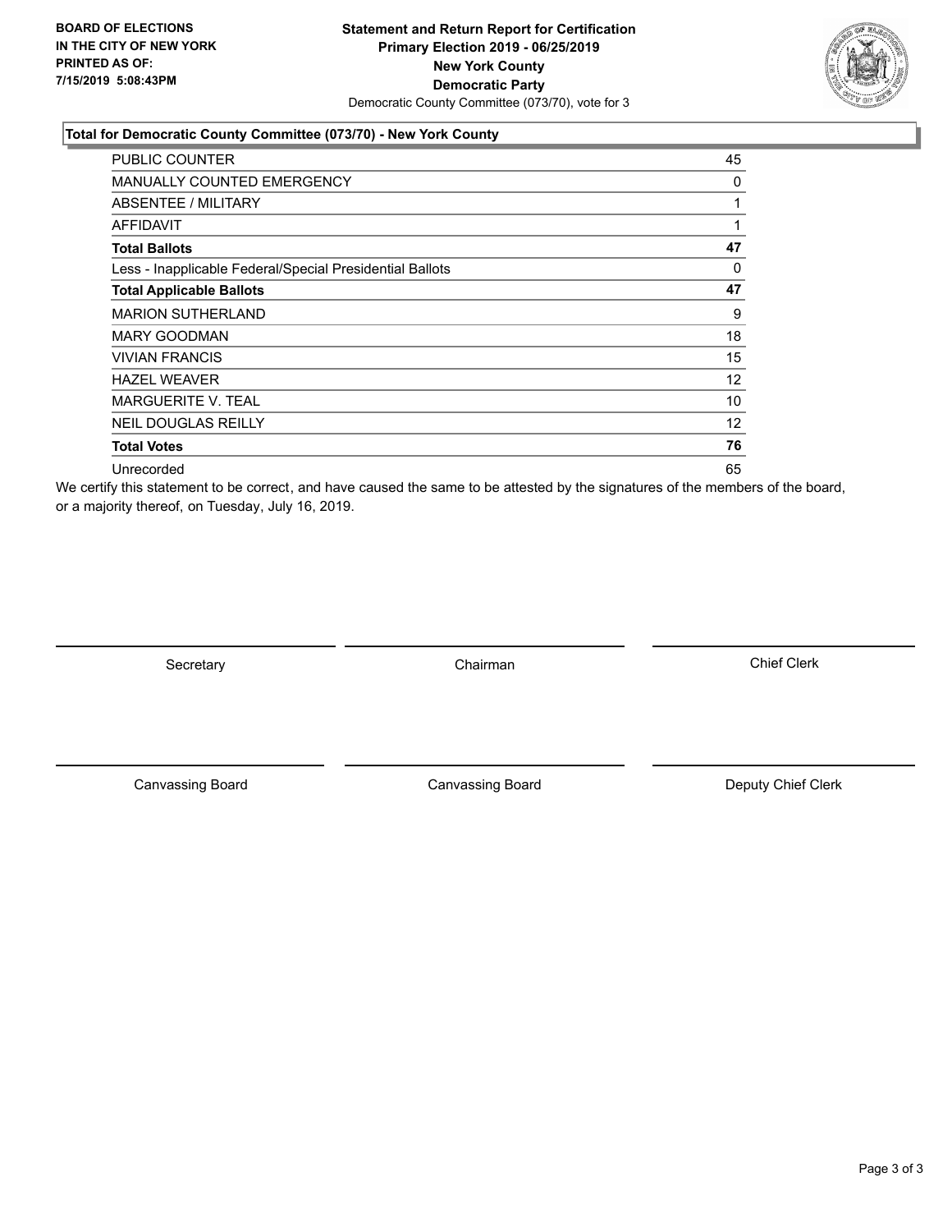**BOARD OF ELECTIONS IN THE CITY OF NEW YORK PRINTED AS OF: 7/15/2019 5:08:43PM**

**Statement and Return Report for Certification**
**Primary Election 2019 - 06/25/2019**
**New York County**
**Democratic Party**
Democratic County Committee (073/70), vote for 3

### Total for Democratic County Committee (073/70) - New York County

| | |
|---|---|
| PUBLIC COUNTER | 45 |
| MANUALLY COUNTED EMERGENCY | 0 |
| ABSENTEE / MILITARY | 1 |
| AFFIDAVIT | 1 |
| **Total Ballots** | **47** |
| Less - Inapplicable Federal/Special Presidential Ballots | 0 |
| **Total Applicable Ballots** | **47** |
| MARION SUTHERLAND | 9 |
| MARY GOODMAN | 18 |
| VIVIAN FRANCIS | 15 |
| HAZEL WEAVER | 12 |
| MARGUERITE V. TEAL | 10 |
| NEIL DOUGLAS REILLY | 12 |
| **Total Votes** | **76** |
| Unrecorded | 65 |

We certify this statement to be correct, and have caused the same to be attested by the signatures of the members of the board, or a majority thereof, on Tuesday, July 16, 2019.

Secretary

Chairman

Chief Clerk

Canvassing Board

Canvassing Board

Deputy Chief Clerk